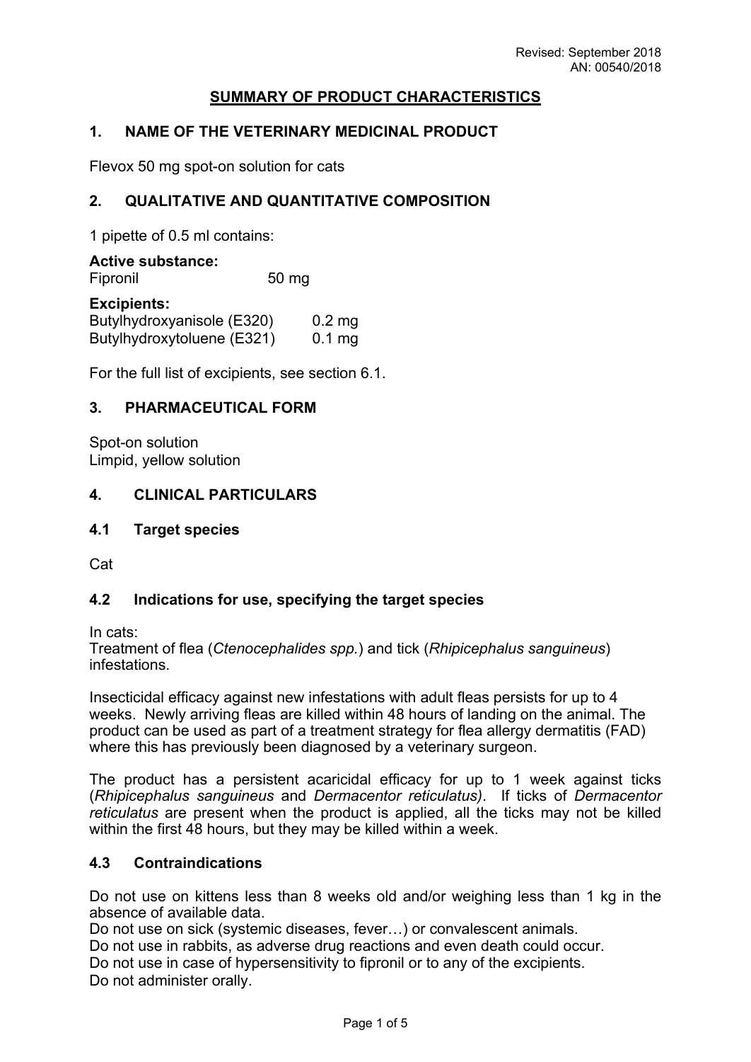Revised: September 2018
AN: 00540/2018

# SUMMARY OF PRODUCT CHARACTERISTICS

## 1. NAME OF THE VETERINARY MEDICINAL PRODUCT

Flevox 50 mg spot-on solution for cats

## 2. QUALITATIVE AND QUANTITATIVE COMPOSITION

1 pipette of 0.5 ml contains:

**Active substance:**

| | |
|---|---|
| Fipronil | 50 mg |

**Excipients:**

| | |
|---|---|
| Butylhydroxyanisole (E320) | 0.2 mg |
| Butylhydroxytoluene (E321) | 0.1 mg |

For the full list of excipients, see section 6.1.

## 3. PHARMACEUTICAL FORM

Spot-on solution
Limpid, yellow solution

## 4. CLINICAL PARTICULARS

### 4.1 Target species

Cat

### 4.2 Indications for use, specifying the target species

In cats:
Treatment of flea (*Ctenocephalides spp.*) and tick (*Rhipicephalus sanguineus*) infestations.

Insecticidal efficacy against new infestations with adult fleas persists for up to 4 weeks. Newly arriving fleas are killed within 48 hours of landing on the animal. The product can be used as part of a treatment strategy for flea allergy dermatitis (FAD) where this has previously been diagnosed by a veterinary surgeon.

The product has a persistent acaricidal efficacy for up to 1 week against ticks (*Rhipicephalus sanguineus* and *Dermacentor reticulatus)*. If ticks of *Dermacentor reticulatus* are present when the product is applied, all the ticks may not be killed within the first 48 hours, but they may be killed within a week.

### 4.3 Contraindications

Do not use on kittens less than 8 weeks old and/or weighing less than 1 kg in the absence of available data.
Do not use on sick (systemic diseases, fever…) or convalescent animals.
Do not use in rabbits, as adverse drug reactions and even death could occur.
Do not use in case of hypersensitivity to fipronil or to any of the excipients.
Do not administer orally.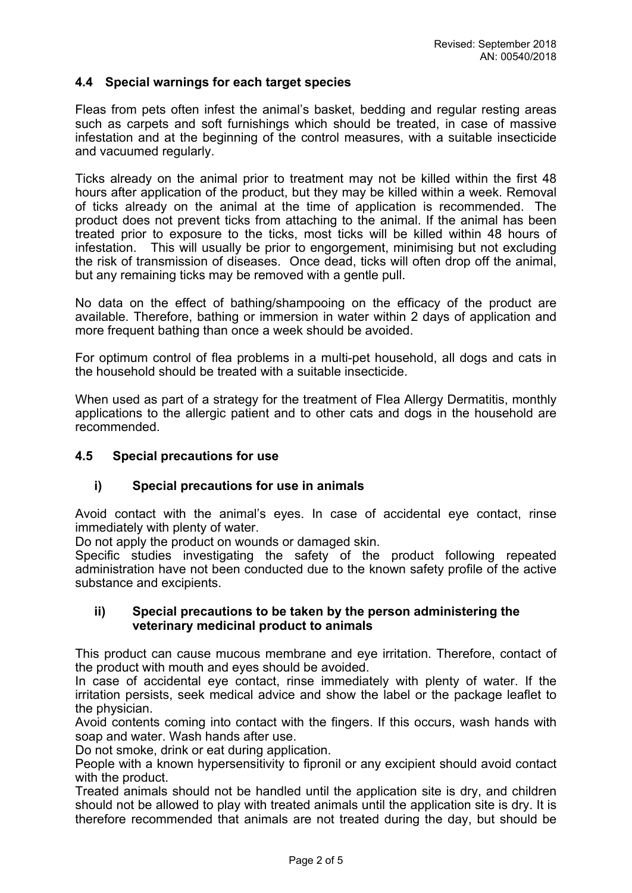### 4.4 Special warnings for each target species

Fleas from pets often infest the animal's basket, bedding and regular resting areas such as carpets and soft furnishings which should be treated, in case of massive infestation and at the beginning of the control measures, with a suitable insecticide and vacuumed regularly.

Ticks already on the animal prior to treatment may not be killed within the first 48 hours after application of the product, but they may be killed within a week. Removal of ticks already on the animal at the time of application is recommended. The product does not prevent ticks from attaching to the animal. If the animal has been treated prior to exposure to the ticks, most ticks will be killed within 48 hours of infestation. This will usually be prior to engorgement, minimising but not excluding the risk of transmission of diseases. Once dead, ticks will often drop off the animal, but any remaining ticks may be removed with a gentle pull.

No data on the effect of bathing/shampooing on the efficacy of the product are available. Therefore, bathing or immersion in water within 2 days of application and more frequent bathing than once a week should be avoided.

For optimum control of flea problems in a multi-pet household, all dogs and cats in the household should be treated with a suitable insecticide.

When used as part of a strategy for the treatment of Flea Allergy Dermatitis, monthly applications to the allergic patient and to other cats and dogs in the household are recommended.

### 4.5 Special precautions for use

#### i) Special precautions for use in animals

Avoid contact with the animal's eyes. In case of accidental eye contact, rinse immediately with plenty of water.
Do not apply the product on wounds or damaged skin.
Specific studies investigating the safety of the product following repeated administration have not been conducted due to the known safety profile of the active substance and excipients.

#### ii) Special precautions to be taken by the person administering the veterinary medicinal product to animals

This product can cause mucous membrane and eye irritation. Therefore, contact of the product with mouth and eyes should be avoided.
In case of accidental eye contact, rinse immediately with plenty of water. If the irritation persists, seek medical advice and show the label or the package leaflet to the physician.
Avoid contents coming into contact with the fingers. If this occurs, wash hands with soap and water. Wash hands after use.
Do not smoke, drink or eat during application.
People with a known hypersensitivity to fipronil or any excipient should avoid contact with the product.
Treated animals should not be handled until the application site is dry, and children should not be allowed to play with treated animals until the application site is dry. It is therefore recommended that animals are not treated during the day, but should be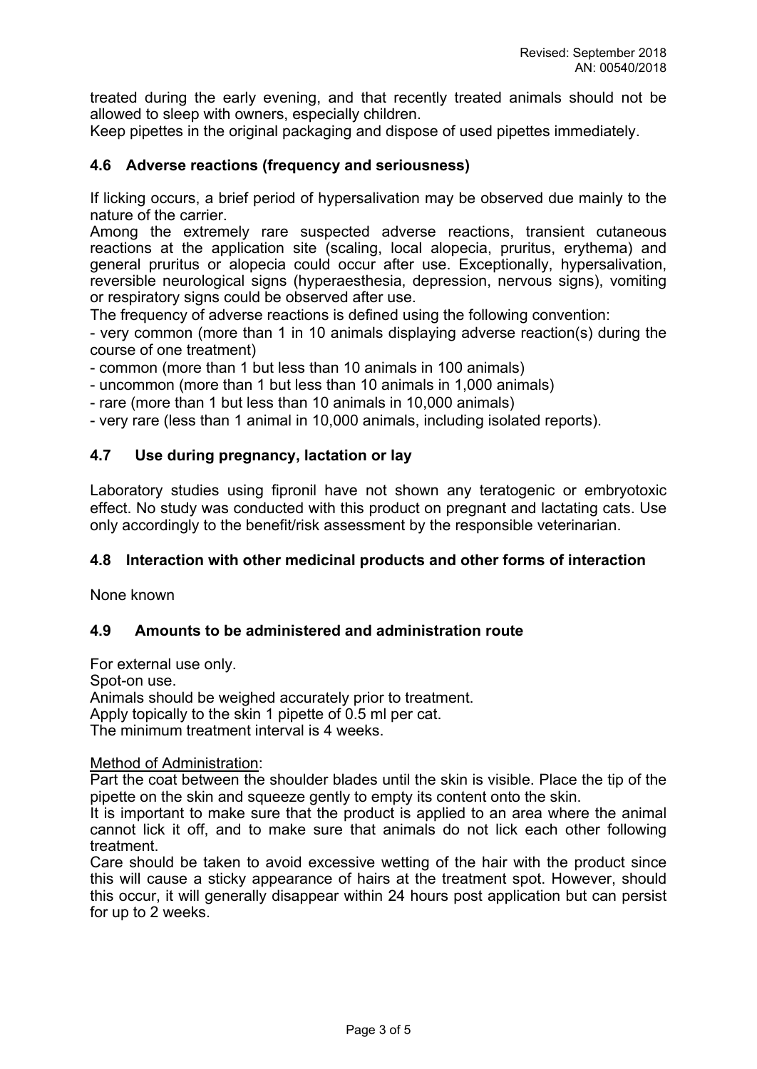treated during the early evening, and that recently treated animals should not be allowed to sleep with owners, especially children.
Keep pipettes in the original packaging and dispose of used pipettes immediately.

## 4.6 Adverse reactions (frequency and seriousness)

If licking occurs, a brief period of hypersalivation may be observed due mainly to the nature of the carrier.
Among the extremely rare suspected adverse reactions, transient cutaneous reactions at the application site (scaling, local alopecia, pruritus, erythema) and general pruritus or alopecia could occur after use. Exceptionally, hypersalivation, reversible neurological signs (hyperaesthesia, depression, nervous signs), vomiting or respiratory signs could be observed after use.
The frequency of adverse reactions is defined using the following convention:

- very common (more than 1 in 10 animals displaying adverse reaction(s) during the course of one treatment)
- common (more than 1 but less than 10 animals in 100 animals)
- uncommon (more than 1 but less than 10 animals in 1,000 animals)
- rare (more than 1 but less than 10 animals in 10,000 animals)
- very rare (less than 1 animal in 10,000 animals, including isolated reports).

## 4.7 Use during pregnancy, lactation or lay

Laboratory studies using fipronil have not shown any teratogenic or embryotoxic effect. No study was conducted with this product on pregnant and lactating cats. Use only accordingly to the benefit/risk assessment by the responsible veterinarian.

## 4.8 Interaction with other medicinal products and other forms of interaction

None known

## 4.9 Amounts to be administered and administration route

For external use only.
Spot-on use.
Animals should be weighed accurately prior to treatment.
Apply topically to the skin 1 pipette of 0.5 ml per cat.
The minimum treatment interval is 4 weeks.

<u>Method of Administration</u>:
Part the coat between the shoulder blades until the skin is visible. Place the tip of the pipette on the skin and squeeze gently to empty its content onto the skin.
It is important to make sure that the product is applied to an area where the animal cannot lick it off, and to make sure that animals do not lick each other following treatment.
Care should be taken to avoid excessive wetting of the hair with the product since this will cause a sticky appearance of hairs at the treatment spot. However, should this occur, it will generally disappear within 24 hours post application but can persist for up to 2 weeks.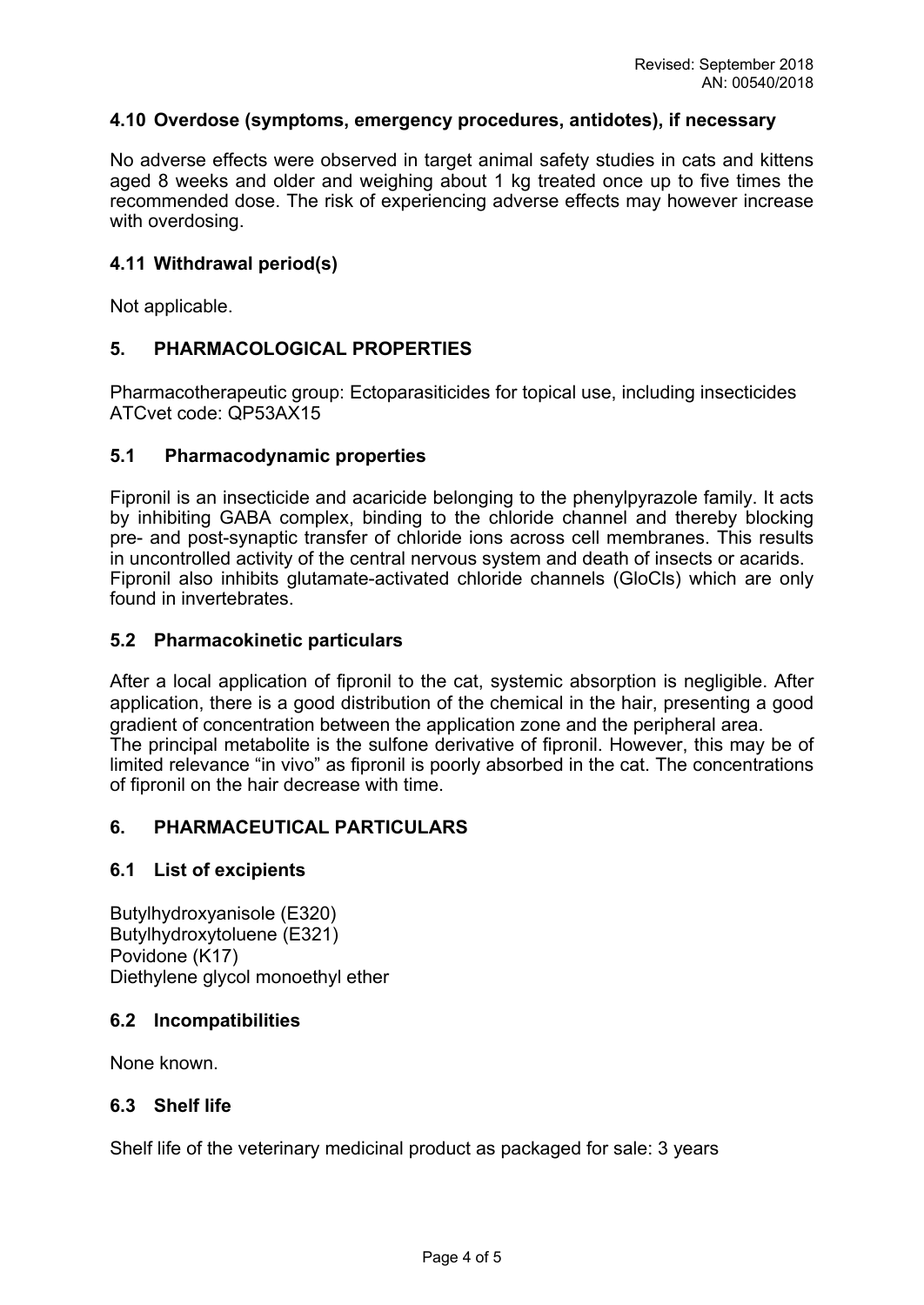Revised: September 2018
AN: 00540/2018

### 4.10 Overdose (symptoms, emergency procedures, antidotes), if necessary

No adverse effects were observed in target animal safety studies in cats and kittens aged 8 weeks and older and weighing about 1 kg treated once up to five times the recommended dose. The risk of experiencing adverse effects may however increase with overdosing.

### 4.11 Withdrawal period(s)

Not applicable.

## 5. PHARMACOLOGICAL PROPERTIES

Pharmacotherapeutic group: Ectoparasiticides for topical use, including insecticides
ATCvet code: QP53AX15

### 5.1 Pharmacodynamic properties

Fipronil is an insecticide and acaricide belonging to the phenylpyrazole family. It acts by inhibiting GABA complex, binding to the chloride channel and thereby blocking pre- and post-synaptic transfer of chloride ions across cell membranes. This results in uncontrolled activity of the central nervous system and death of insects or acarids. Fipronil also inhibits glutamate-activated chloride channels (GloCls) which are only found in invertebrates.

### 5.2 Pharmacokinetic particulars

After a local application of fipronil to the cat, systemic absorption is negligible. After application, there is a good distribution of the chemical in the hair, presenting a good gradient of concentration between the application zone and the peripheral area.
The principal metabolite is the sulfone derivative of fipronil. However, this may be of limited relevance "in vivo" as fipronil is poorly absorbed in the cat. The concentrations of fipronil on the hair decrease with time.

## 6. PHARMACEUTICAL PARTICULARS

### 6.1 List of excipients

Butylhydroxyanisole (E320)
Butylhydroxytoluene (E321)
Povidone (K17)
Diethylene glycol monoethyl ether

### 6.2 Incompatibilities

None known.

### 6.3 Shelf life

Shelf life of the veterinary medicinal product as packaged for sale: 3 years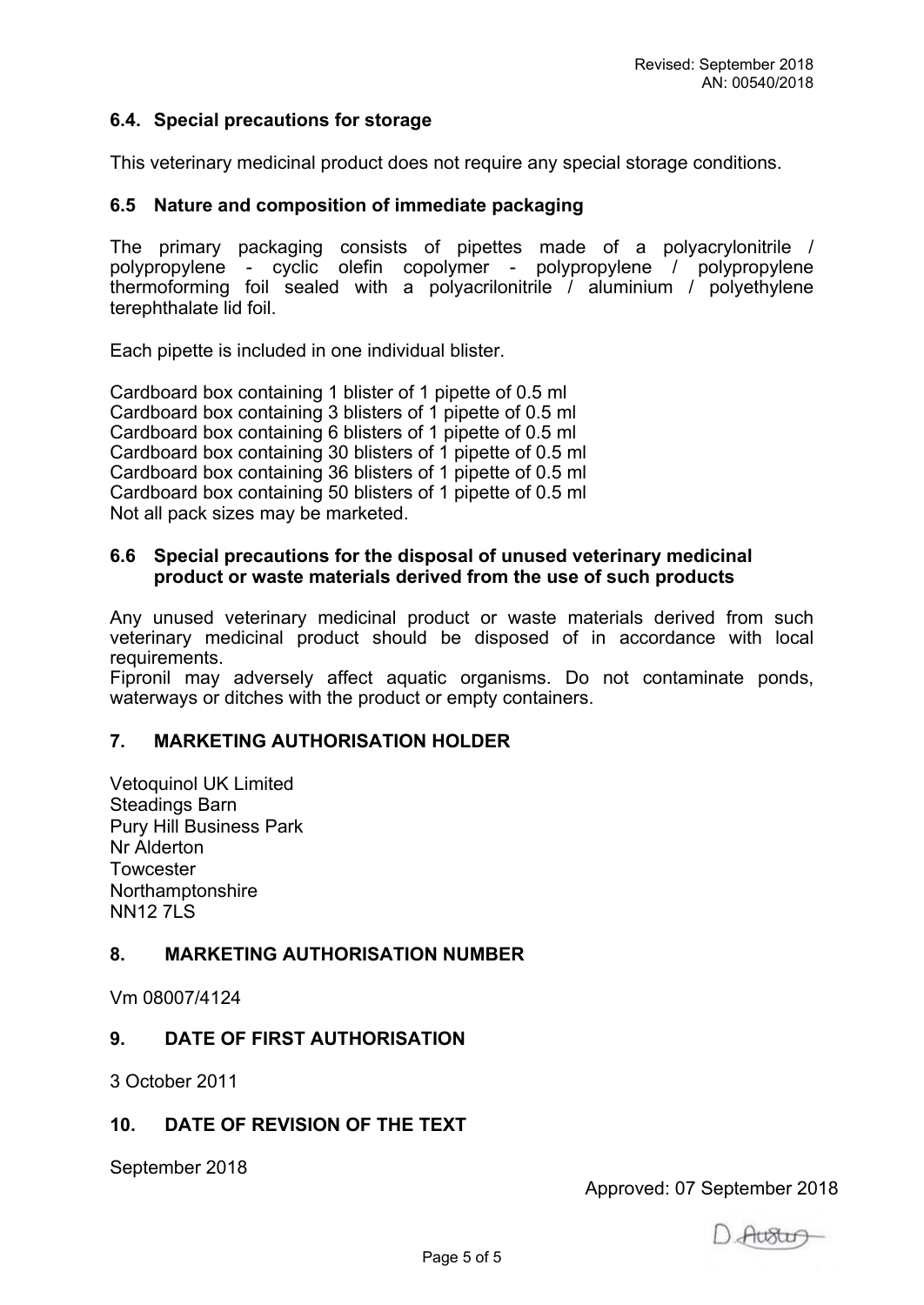Revised: September 2018
AN: 00540/2018

### 6.4. Special precautions for storage

This veterinary medicinal product does not require any special storage conditions.

### 6.5 Nature and composition of immediate packaging

The primary packaging consists of pipettes made of a polyacrylonitrile / polypropylene - cyclic olefin copolymer - polypropylene / polypropylene thermoforming foil sealed with a polyacrilonitrile / aluminium / polyethylene terephthalate lid foil.

Each pipette is included in one individual blister.

Cardboard box containing 1 blister of 1 pipette of 0.5 ml
Cardboard box containing 3 blisters of 1 pipette of 0.5 ml
Cardboard box containing 6 blisters of 1 pipette of 0.5 ml
Cardboard box containing 30 blisters of 1 pipette of 0.5 ml
Cardboard box containing 36 blisters of 1 pipette of 0.5 ml
Cardboard box containing 50 blisters of 1 pipette of 0.5 ml
Not all pack sizes may be marketed.

### 6.6 Special precautions for the disposal of unused veterinary medicinal product or waste materials derived from the use of such products

Any unused veterinary medicinal product or waste materials derived from such veterinary medicinal product should be disposed of in accordance with local requirements.
Fipronil may adversely affect aquatic organisms. Do not contaminate ponds, waterways or ditches with the product or empty containers.

## 7. MARKETING AUTHORISATION HOLDER

Vetoquinol UK Limited
Steadings Barn
Pury Hill Business Park
Nr Alderton
Towcester
Northamptonshire
NN12 7LS

## 8. MARKETING AUTHORISATION NUMBER

Vm 08007/4124

## 9. DATE OF FIRST AUTHORISATION

3 October 2011

## 10. DATE OF REVISION OF THE TEXT

September 2018

Approved: 07 September 2018

D Austin